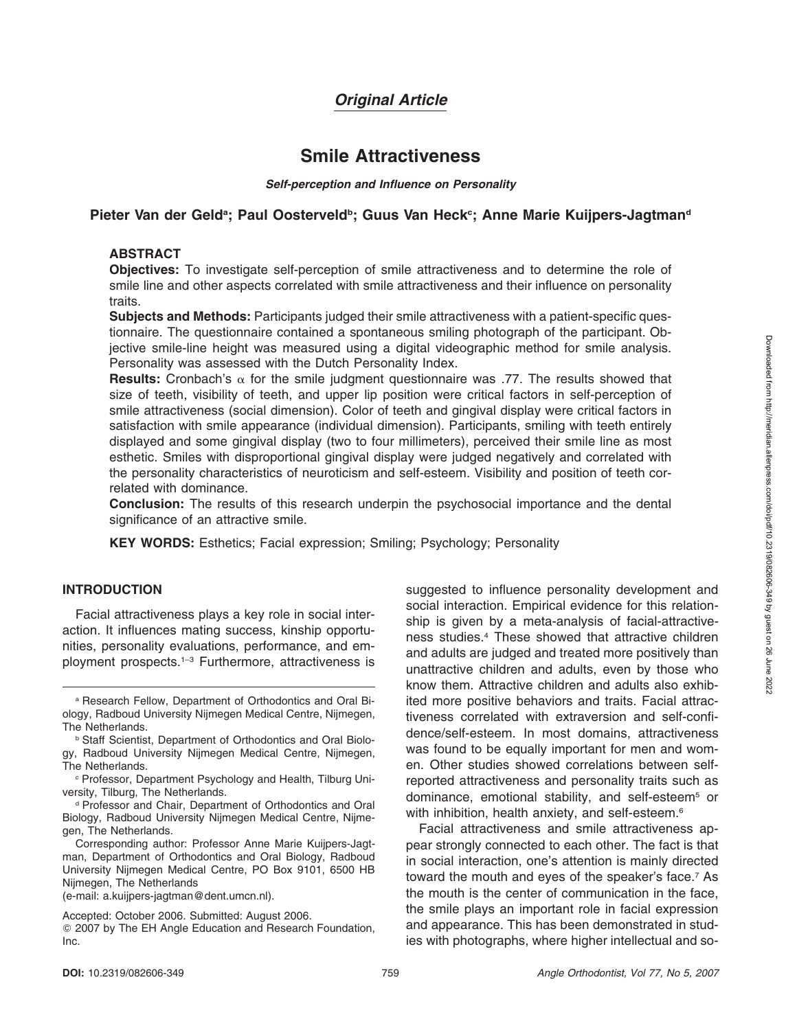*Original Article*

# Smile Attractiveness

***Self-perception and Influence on Personality***

**Pieter Van der Geld[a]; Paul Oosterveld[b]; Guus Van Heck[c]; Anne Marie Kuijpers-Jagtman[d]**

## ABSTRACT

**Objectives:** To investigate self-perception of smile attractiveness and to determine the role of smile line and other aspects correlated with smile attractiveness and their influence on personality traits.

**Subjects and Methods:** Participants judged their smile attractiveness with a patient-specific questionnaire. The questionnaire contained a spontaneous smiling photograph of the participant. Objective smile-line height was measured using a digital videographic method for smile analysis. Personality was assessed with the Dutch Personality Index.

**Results:** Cronbach's $\alpha$ for the smile judgment questionnaire was .77. The results showed that size of teeth, visibility of teeth, and upper lip position were critical factors in self-perception of smile attractiveness (social dimension). Color of teeth and gingival display were critical factors in satisfaction with smile appearance (individual dimension). Participants, smiling with teeth entirely displayed and some gingival display (two to four millimeters), perceived their smile line as most esthetic. Smiles with disproportional gingival display were judged negatively and correlated with the personality characteristics of neuroticism and self-esteem. Visibility and position of teeth correlated with dominance.

**Conclusion:** The results of this research underpin the psychosocial importance and the dental significance of an attractive smile.

**KEY WORDS:** Esthetics; Facial expression; Smiling; Psychology; Personality

## INTRODUCTION

Facial attractiveness plays a key role in social interaction. It influences mating success, kinship opportunities, personality evaluations, performance, and employment prospects.[1–3] Furthermore, attractiveness is suggested to influence personality development and social interaction. Empirical evidence for this relationship is given by a meta-analysis of facial-attractiveness studies.[4] These showed that attractive children and adults are judged and treated more positively than unattractive children and adults, even by those who know them. Attractive children and adults also exhibited more positive behaviors and traits. Facial attractiveness correlated with extraversion and self-confidence/self-esteem. In most domains, attractiveness was found to be equally important for men and women. Other studies showed correlations between self-reported attractiveness and personality traits such as dominance, emotional stability, and self-esteem[5] or with inhibition, health anxiety, and self-esteem.[6]

Facial attractiveness and smile attractiveness appear strongly connected to each other. The fact is that in social interaction, one's attention is mainly directed toward the mouth and eyes of the speaker's face.[7] As the mouth is the center of communication in the face, the smile plays an important role in facial expression and appearance. This has been demonstrated in studies with photographs, where higher intellectual and so-

---

[a] Research Fellow, Department of Orthodontics and Oral Biology, Radboud University Nijmegen Medical Centre, Nijmegen, The Netherlands.

[b] Staff Scientist, Department of Orthodontics and Oral Biology, Radboud University Nijmegen Medical Centre, Nijmegen, The Netherlands.

[c] Professor, Department Psychology and Health, Tilburg University, Tilburg, The Netherlands.

[d] Professor and Chair, Department of Orthodontics and Oral Biology, Radboud University Nijmegen Medical Centre, Nijmegen, The Netherlands.

Corresponding author: Professor Anne Marie Kuijpers-Jagtman, Department of Orthodontics and Oral Biology, Radboud University Nijmegen Medical Centre, PO Box 9101, 6500 HB Nijmegen, The Netherlands (e-mail: a.kuijpers-jagtman@dent.umcn.nl).

Accepted: October 2006. Submitted: August 2006.

© 2007 by The EH Angle Education and Research Foundation, Inc.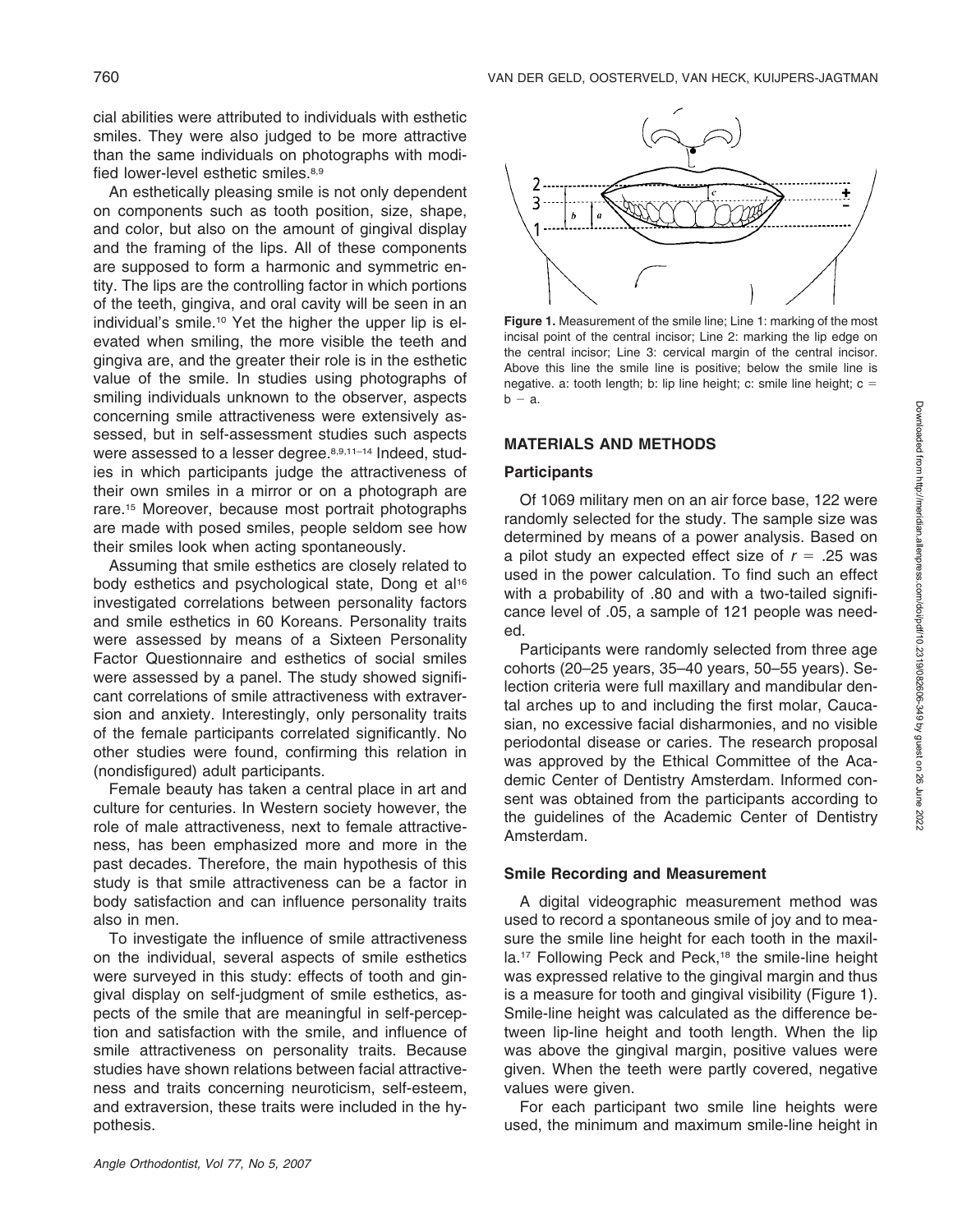cial abilities were attributed to individuals with esthetic smiles. They were also judged to be more attractive than the same individuals on photographs with modified lower-level esthetic smiles.[8,9]

An esthetically pleasing smile is not only dependent on components such as tooth position, size, shape, and color, but also on the amount of gingival display and the framing of the lips. All of these components are supposed to form a harmonic and symmetric entity. The lips are the controlling factor in which portions of the teeth, gingiva, and oral cavity will be seen in an individual's smile.[10] Yet the higher the upper lip is elevated when smiling, the more visible the teeth and gingiva are, and the greater their role is in the esthetic value of the smile. In studies using photographs of smiling individuals unknown to the observer, aspects concerning smile attractiveness were extensively assessed, but in self-assessment studies such aspects were assessed to a lesser degree.[8,9,11–14] Indeed, studies in which participants judge the attractiveness of their own smiles in a mirror or on a photograph are rare.[15] Moreover, because most portrait photographs are made with posed smiles, people seldom see how their smiles look when acting spontaneously.

Assuming that smile esthetics are closely related to body esthetics and psychological state, Dong et al[16] investigated correlations between personality factors and smile esthetics in 60 Koreans. Personality traits were assessed by means of a Sixteen Personality Factor Questionnaire and esthetics of social smiles were assessed by a panel. The study showed significant correlations of smile attractiveness with extraversion and anxiety. Interestingly, only personality traits of the female participants correlated significantly. No other studies were found, confirming this relation in (nondisfigured) adult participants.

Female beauty has taken a central place in art and culture for centuries. In Western society however, the role of male attractiveness, next to female attractiveness, has been emphasized more and more in the past decades. Therefore, the main hypothesis of this study is that smile attractiveness can be a factor in body satisfaction and can influence personality traits also in men.

To investigate the influence of smile attractiveness on the individual, several aspects of smile esthetics were surveyed in this study: effects of tooth and gingival display on self-judgment of smile esthetics, aspects of the smile that are meaningful in self-perception and satisfaction with the smile, and influence of smile attractiveness on personality traits. Because studies have shown relations between facial attractiveness and traits concerning neuroticism, self-esteem, and extraversion, these traits were included in the hypothesis.

**Figure 1.** Measurement of the smile line; Line 1: marking of the most incisal point of the central incisor; Line 2: marking the lip edge on the central incisor; Line 3: cervical margin of the central incisor. Above this line the smile line is positive; below the smile line is negative. a: tooth length; b: lip line height; c: smile line height; $c = b - a$.

## MATERIALS AND METHODS

### Participants

Of 1069 military men on an air force base, 122 were randomly selected for the study. The sample size was determined by means of a power analysis. Based on a pilot study an expected effect size of $r = .25$ was used in the power calculation. To find such an effect with a probability of .80 and with a two-tailed significance level of .05, a sample of 121 people was needed.

Participants were randomly selected from three age cohorts (20–25 years, 35–40 years, 50–55 years). Selection criteria were full maxillary and mandibular dental arches up to and including the first molar, Caucasian, no excessive facial disharmonies, and no visible periodontal disease or caries. The research proposal was approved by the Ethical Committee of the Academic Center of Dentistry Amsterdam. Informed consent was obtained from the participants according to the guidelines of the Academic Center of Dentistry Amsterdam.

### Smile Recording and Measurement

A digital videographic measurement method was used to record a spontaneous smile of joy and to measure the smile line height for each tooth in the maxilla.[17] Following Peck and Peck,[18] the smile-line height was expressed relative to the gingival margin and thus is a measure for tooth and gingival visibility (Figure 1). Smile-line height was calculated as the difference between lip-line height and tooth length. When the lip was above the gingival margin, positive values were given. When the teeth were partly covered, negative values were given.

For each participant two smile line heights were used, the minimum and maximum smile-line height in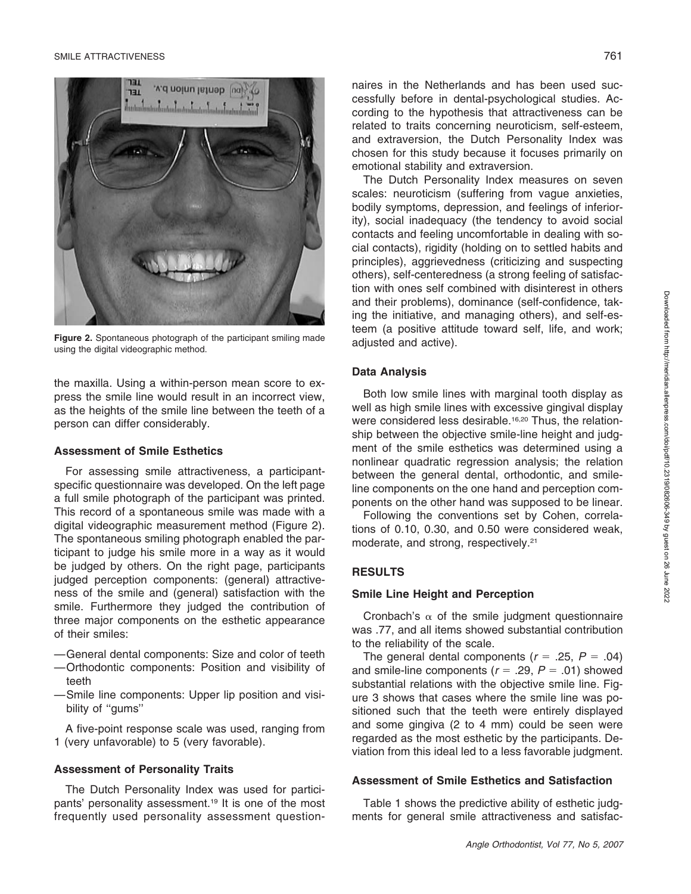**Figure 2.** Spontaneous photograph of the participant smiling made using the digital videographic method.

the maxilla. Using a within-person mean score to express the smile line would result in an incorrect view, as the heights of the smile line between the teeth of a person can differ considerably.

### Assessment of Smile Esthetics

For assessing smile attractiveness, a participant-specific questionnaire was developed. On the left page a full smile photograph of the participant was printed. This record of a spontaneous smile was made with a digital videographic measurement method (Figure 2). The spontaneous smiling photograph enabled the participant to judge his smile more in a way as it would be judged by others. On the right page, participants judged perception components: (general) attractiveness of the smile and (general) satisfaction with the smile. Furthermore they judged the contribution of three major components on the esthetic appearance of their smiles:

- General dental components: Size and color of teeth
- Orthodontic components: Position and visibility of teeth
- Smile line components: Upper lip position and visibility of "gums"

A five-point response scale was used, ranging from 1 (very unfavorable) to 5 (very favorable).

### Assessment of Personality Traits

The Dutch Personality Index was used for participants' personality assessment.[19] It is one of the most frequently used personality assessment questionnaires in the Netherlands and has been used successfully before in dental-psychological studies. According to the hypothesis that attractiveness can be related to traits concerning neuroticism, self-esteem, and extraversion, the Dutch Personality Index was chosen for this study because it focuses primarily on emotional stability and extraversion.

The Dutch Personality Index measures on seven scales: neuroticism (suffering from vague anxieties, bodily symptoms, depression, and feelings of inferiority), social inadequacy (the tendency to avoid social contacts and feeling uncomfortable in dealing with social contacts), rigidity (holding on to settled habits and principles), aggrievedness (criticizing and suspecting others), self-centeredness (a strong feeling of satisfaction with ones self combined with disinterest in others and their problems), dominance (self-confidence, taking the initiative, and managing others), and self-esteem (a positive attitude toward self, life, and work; adjusted and active).

### Data Analysis

Both low smile lines with marginal tooth display as well as high smile lines with excessive gingival display were considered less desirable.[16,20] Thus, the relationship between the objective smile-line height and judgment of the smile esthetics was determined using a nonlinear quadratic regression analysis; the relation between the general dental, orthodontic, and smile-line components on the one hand and perception components on the other hand was supposed to be linear.

Following the conventions set by Cohen, correlations of 0.10, 0.30, and 0.50 were considered weak, moderate, and strong, respectively.[21]

## RESULTS

### Smile Line Height and Perception

Cronbach's $\alpha$ of the smile judgment questionnaire was .77, and all items showed substantial contribution to the reliability of the scale.

The general dental components ($r = .25$, $P = .04$) and smile-line components ($r = .29$, $P = .01$) showed substantial relations with the objective smile line. Figure 3 shows that cases where the smile line was positioned such that the teeth were entirely displayed and some gingiva (2 to 4 mm) could be seen were regarded as the most esthetic by the participants. Deviation from this ideal led to a less favorable judgment.

### Assessment of Smile Esthetics and Satisfaction

Table 1 shows the predictive ability of esthetic judgments for general smile attractiveness and satisfac-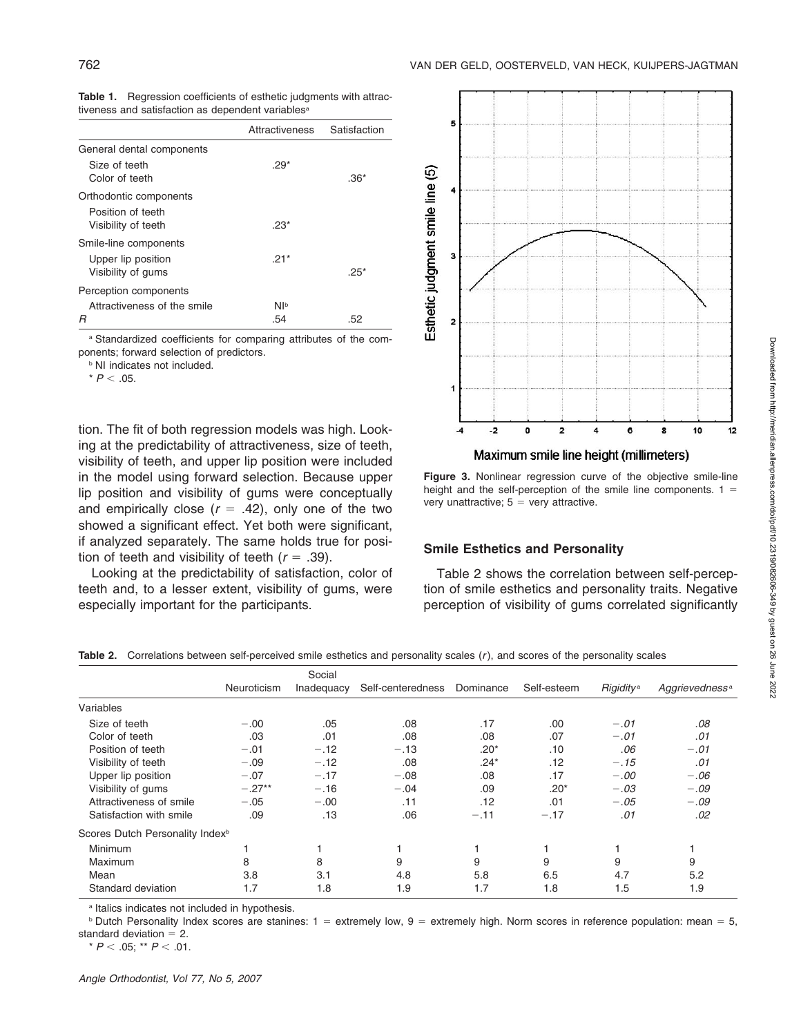**Table 1.** Regression coefficients of esthetic judgments with attractiveness and satisfaction as dependent variables[a]

| | Attractiveness | Satisfaction |
|---|---|---|
| General dental components | | |
| Size of teeth | .29* | |
| Color of teeth | | .36* |
| Orthodontic components | | |
| Position of teeth | | |
| Visibility of teeth | .23* | |
| Smile-line components | | |
| Upper lip position | .21* | |
| Visibility of gums | | .25* |
| Perception components | | |
| Attractiveness of the smile | NI[b] | |
| *R* | .54 | .52 |

[a] Standardized coefficients for comparing attributes of the components; forward selection of predictors.

[b] NI indicates not included.

* $P < .05$.

tion. The fit of both regression models was high. Looking at the predictability of attractiveness, size of teeth, visibility of teeth, and upper lip position were included in the model using forward selection. Because upper lip position and visibility of gums were conceptually and empirically close ($r = .42$), only one of the two showed a significant effect. Yet both were significant, if analyzed separately. The same holds true for position of teeth and visibility of teeth ($r = .39$).

Looking at the predictability of satisfaction, color of teeth and, to a lesser extent, visibility of gums, were especially important for the participants.

**Figure 3.** Nonlinear regression curve of the objective smile-line height and the self-perception of the smile line components. 1 = very unattractive; 5 = very attractive.

## Smile Esthetics and Personality

Table 2 shows the correlation between self-perception of smile esthetics and personality traits. Negative perception of visibility of gums correlated significantly

**Table 2.** Correlations between self-perceived smile esthetics and personality scales (*r*), and scores of the personality scales

| | Neuroticism | Social Inadequacy | Self-centeredness | Dominance | Self-esteem | *Rigidity*[a] | *Aggrievedness*[a] |
|---|---|---|---|---|---|---|---|
| Variables | | | | | | | |
| Size of teeth | −.00 | .05 | .08 | .17 | .00 | *−.01* | *.08* |
| Color of teeth | .03 | .01 | .08 | .08 | .07 | *−.01* | *.01* |
| Position of teeth | −.01 | −.12 | −.13 | .20* | .10 | *.06* | *−.01* |
| Visibility of teeth | −.09 | −.12 | .08 | .24* | .12 | *−.15* | *.01* |
| Upper lip position | −.07 | −.17 | −.08 | .08 | .17 | *−.00* | *−.06* |
| Visibility of gums | −.27** | −.16 | −.04 | .09 | .20* | *−.03* | *−.09* |
| Attractiveness of smile | −.05 | −.00 | .11 | .12 | .01 | *−.05* | *−.09* |
| Satisfaction with smile | .09 | .13 | .06 | −.11 | −.17 | *.01* | *.02* |
| Scores Dutch Personality Index[b] | | | | | | | |
| Minimum | 1 | 1 | 1 | 1 | 1 | 1 | 1 |
| Maximum | 8 | 8 | 9 | 9 | 9 | 9 | 9 |
| Mean | 3.8 | 3.1 | 4.8 | 5.8 | 6.5 | 4.7 | 5.2 |
| Standard deviation | 1.7 | 1.8 | 1.9 | 1.7 | 1.8 | 1.5 | 1.9 |

[a] Italics indicates not included in hypothesis.

[b] Dutch Personality Index scores are stanines: 1 = extremely low, 9 = extremely high. Norm scores in reference population: mean = 5, standard deviation = 2.

* $P < .05$; ** $P < .01$.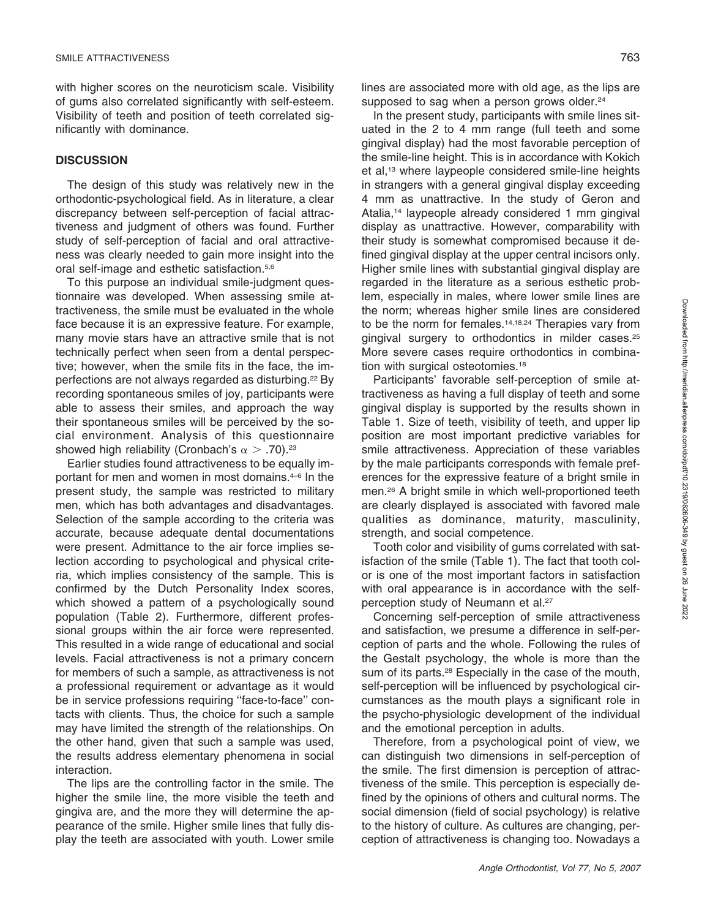with higher scores on the neuroticism scale. Visibility of gums also correlated significantly with self-esteem. Visibility of teeth and position of teeth correlated significantly with dominance.

## DISCUSSION

The design of this study was relatively new in the orthodontic-psychological field. As in literature, a clear discrepancy between self-perception of facial attractiveness and judgment of others was found. Further study of self-perception of facial and oral attractiveness was clearly needed to gain more insight into the oral self-image and esthetic satisfaction.[5,6]

To this purpose an individual smile-judgment questionnaire was developed. When assessing smile attractiveness, the smile must be evaluated in the whole face because it is an expressive feature. For example, many movie stars have an attractive smile that is not technically perfect when seen from a dental perspective; however, when the smile fits in the face, the imperfections are not always regarded as disturbing.[22] By recording spontaneous smiles of joy, participants were able to assess their smiles, and approach the way their spontaneous smiles will be perceived by the social environment. Analysis of this questionnaire showed high reliability (Cronbach's $\alpha > .70$).[23]

Earlier studies found attractiveness to be equally important for men and women in most domains.[4–6] In the present study, the sample was restricted to military men, which has both advantages and disadvantages. Selection of the sample according to the criteria was accurate, because adequate dental documentations were present. Admittance to the air force implies selection according to psychological and physical criteria, which implies consistency of the sample. This is confirmed by the Dutch Personality Index scores, which showed a pattern of a psychologically sound population (Table 2). Furthermore, different professional groups within the air force were represented. This resulted in a wide range of educational and social levels. Facial attractiveness is not a primary concern for members of such a sample, as attractiveness is not a professional requirement or advantage as it would be in service professions requiring "face-to-face" contacts with clients. Thus, the choice for such a sample may have limited the strength of the relationships. On the other hand, given that such a sample was used, the results address elementary phenomena in social interaction.

The lips are the controlling factor in the smile. The higher the smile line, the more visible the teeth and gingiva are, and the more they will determine the appearance of the smile. Higher smile lines that fully display the teeth are associated with youth. Lower smile lines are associated more with old age, as the lips are supposed to sag when a person grows older.[24]

In the present study, participants with smile lines situated in the 2 to 4 mm range (full teeth and some gingival display) had the most favorable perception of the smile-line height. This is in accordance with Kokich et al,[13] where laypeople considered smile-line heights in strangers with a general gingival display exceeding 4 mm as unattractive. In the study of Geron and Atalia,[14] laypeople already considered 1 mm gingival display as unattractive. However, comparability with their study is somewhat compromised because it defined gingival display at the upper central incisors only. Higher smile lines with substantial gingival display are regarded in the literature as a serious esthetic problem, especially in males, where lower smile lines are the norm; whereas higher smile lines are considered to be the norm for females.[14,18,24] Therapies vary from gingival surgery to orthodontics in milder cases.[25] More severe cases require orthodontics in combination with surgical osteotomies.[18]

Participants' favorable self-perception of smile attractiveness as having a full display of teeth and some gingival display is supported by the results shown in Table 1. Size of teeth, visibility of teeth, and upper lip position are most important predictive variables for smile attractiveness. Appreciation of these variables by the male participants corresponds with female preferences for the expressive feature of a bright smile in men.[26] A bright smile in which well-proportioned teeth are clearly displayed is associated with favored male qualities as dominance, maturity, masculinity, strength, and social competence.

Tooth color and visibility of gums correlated with satisfaction of the smile (Table 1). The fact that tooth color is one of the most important factors in satisfaction with oral appearance is in accordance with the self-perception study of Neumann et al.[27]

Concerning self-perception of smile attractiveness and satisfaction, we presume a difference in self-perception of parts and the whole. Following the rules of the Gestalt psychology, the whole is more than the sum of its parts.[28] Especially in the case of the mouth, self-perception will be influenced by psychological circumstances as the mouth plays a significant role in the psycho-physiologic development of the individual and the emotional perception in adults.

Therefore, from a psychological point of view, we can distinguish two dimensions in self-perception of the smile. The first dimension is perception of attractiveness of the smile. This perception is especially defined by the opinions of others and cultural norms. The social dimension (field of social psychology) is relative to the history of culture. As cultures are changing, perception of attractiveness is changing too. Nowadays a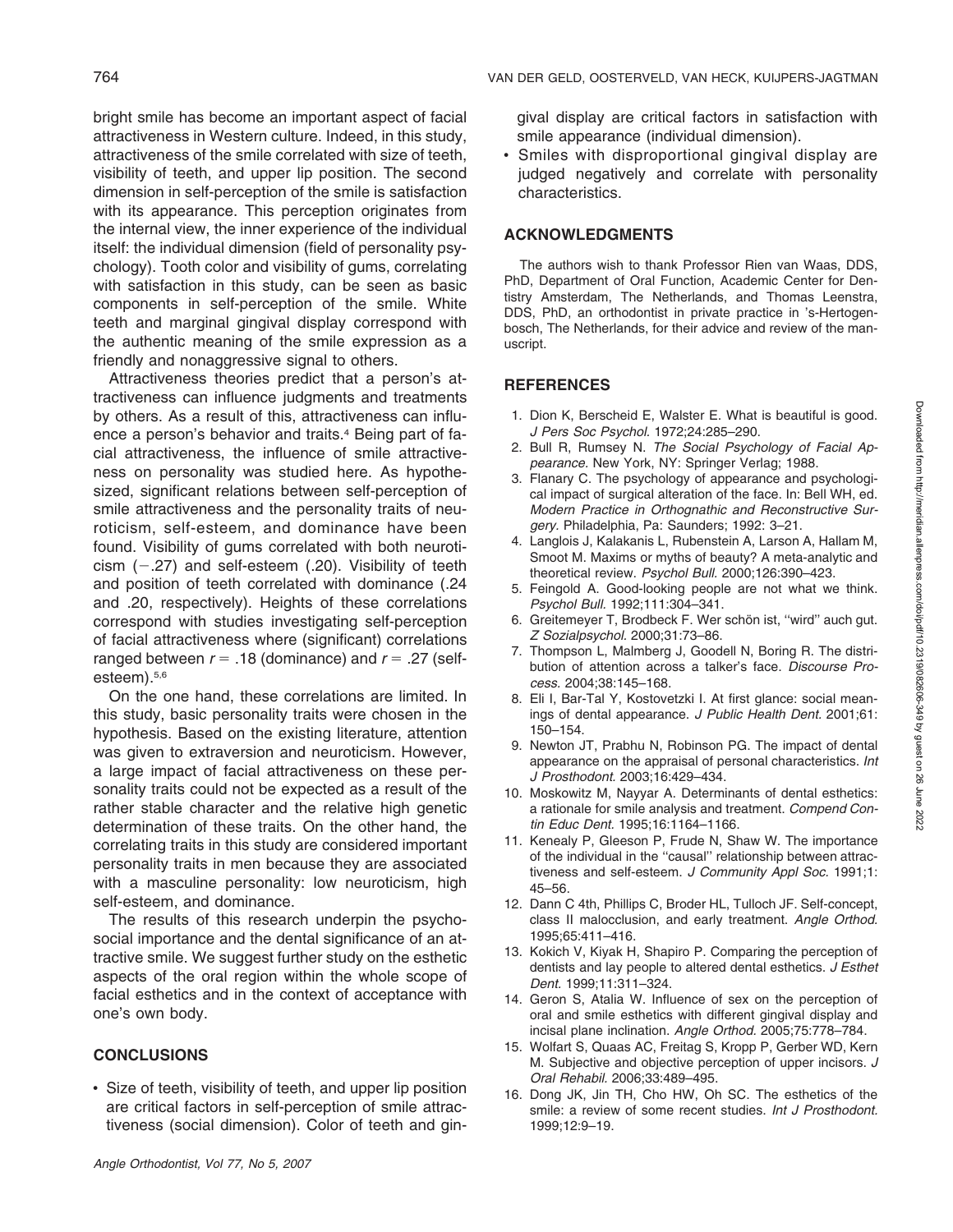bright smile has become an important aspect of facial attractiveness in Western culture. Indeed, in this study, attractiveness of the smile correlated with size of teeth, visibility of teeth, and upper lip position. The second dimension in self-perception of the smile is satisfaction with its appearance. This perception originates from the internal view, the inner experience of the individual itself: the individual dimension (field of personality psychology). Tooth color and visibility of gums, correlating with satisfaction in this study, can be seen as basic components in self-perception of the smile. White teeth and marginal gingival display correspond with the authentic meaning of the smile expression as a friendly and nonaggressive signal to others.

Attractiveness theories predict that a person's attractiveness can influence judgments and treatments by others. As a result of this, attractiveness can influence a person's behavior and traits.[4] Being part of facial attractiveness, the influence of smile attractiveness on personality was studied here. As hypothesized, significant relations between self-perception of smile attractiveness and the personality traits of neuroticism, self-esteem, and dominance have been found. Visibility of gums correlated with both neuroticism ($-.27$) and self-esteem (.20). Visibility of teeth and position of teeth correlated with dominance (.24 and .20, respectively). Heights of these correlations correspond with studies investigating self-perception of facial attractiveness where (significant) correlations ranged between $r = .18$ (dominance) and $r = .27$ (self-esteem).[5,6]

On the one hand, these correlations are limited. In this study, basic personality traits were chosen in the hypothesis. Based on the existing literature, attention was given to extraversion and neuroticism. However, a large impact of facial attractiveness on these personality traits could not be expected as a result of the rather stable character and the relative high genetic determination of these traits. On the other hand, the correlating traits in this study are considered important personality traits in men because they are associated with a masculine personality: low neuroticism, high self-esteem, and dominance.

The results of this research underpin the psychosocial importance and the dental significance of an attractive smile. We suggest further study on the esthetic aspects of the oral region within the whole scope of facial esthetics and in the context of acceptance with one's own body.

## CONCLUSIONS

- Size of teeth, visibility of teeth, and upper lip position are critical factors in self-perception of smile attractiveness (social dimension). Color of teeth and gingival display are critical factors in satisfaction with smile appearance (individual dimension).
- Smiles with disproportional gingival display are judged negatively and correlate with personality characteristics.

## ACKNOWLEDGMENTS

The authors wish to thank Professor Rien van Waas, DDS, PhD, Department of Oral Function, Academic Center for Dentistry Amsterdam, The Netherlands, and Thomas Leenstra, DDS, PhD, an orthodontist in private practice in 's-Hertogenbosch, The Netherlands, for their advice and review of the manuscript.

## REFERENCES

1. Dion K, Berscheid E, Walster E. What is beautiful is good. *J Pers Soc Psychol.* 1972;24:285–290.
2. Bull R, Rumsey N. *The Social Psychology of Facial Appearance.* New York, NY: Springer Verlag; 1988.
3. Flanary C. The psychology of appearance and psychological impact of surgical alteration of the face. In: Bell WH, ed. *Modern Practice in Orthognathic and Reconstructive Surgery.* Philadelphia, Pa: Saunders; 1992: 3–21.
4. Langlois J, Kalakanis L, Rubenstein A, Larson A, Hallam M, Smoot M. Maxims or myths of beauty? A meta-analytic and theoretical review. *Psychol Bull.* 2000;126:390–423.
5. Feingold A. Good-looking people are not what we think. *Psychol Bull.* 1992;111:304–341.
6. Greitemeyer T, Brodbeck F. Wer schön ist, ''wird'' auch gut. *Z Sozialpsychol.* 2000;31:73–86.
7. Thompson L, Malmberg J, Goodell N, Boring R. The distribution of attention across a talker's face. *Discourse Process.* 2004;38:145–168.
8. Eli I, Bar-Tal Y, Kostovetzki I. At first glance: social meanings of dental appearance. *J Public Health Dent.* 2001;61: 150–154.
9. Newton JT, Prabhu N, Robinson PG. The impact of dental appearance on the appraisal of personal characteristics. *Int J Prosthodont.* 2003;16:429–434.
10. Moskowitz M, Nayyar A. Determinants of dental esthetics: a rationale for smile analysis and treatment. *Compend Contin Educ Dent.* 1995;16:1164–1166.
11. Kenealy P, Gleeson P, Frude N, Shaw W. The importance of the individual in the ''causal'' relationship between attractiveness and self-esteem. *J Community Appl Soc.* 1991;1: 45–56.
12. Dann C 4th, Phillips C, Broder HL, Tulloch JF. Self-concept, class II malocclusion, and early treatment. *Angle Orthod.* 1995;65:411–416.
13. Kokich V, Kiyak H, Shapiro P. Comparing the perception of dentists and lay people to altered dental esthetics. *J Esthet Dent.* 1999;11:311–324.
14. Geron S, Atalia W. Influence of sex on the perception of oral and smile esthetics with different gingival display and incisal plane inclination. *Angle Orthod.* 2005;75:778–784.
15. Wolfart S, Quaas AC, Freitag S, Kropp P, Gerber WD, Kern M. Subjective and objective perception of upper incisors. *J Oral Rehabil.* 2006;33:489–495.
16. Dong JK, Jin TH, Cho HW, Oh SC. The esthetics of the smile: a review of some recent studies. *Int J Prosthodont.* 1999;12:9–19.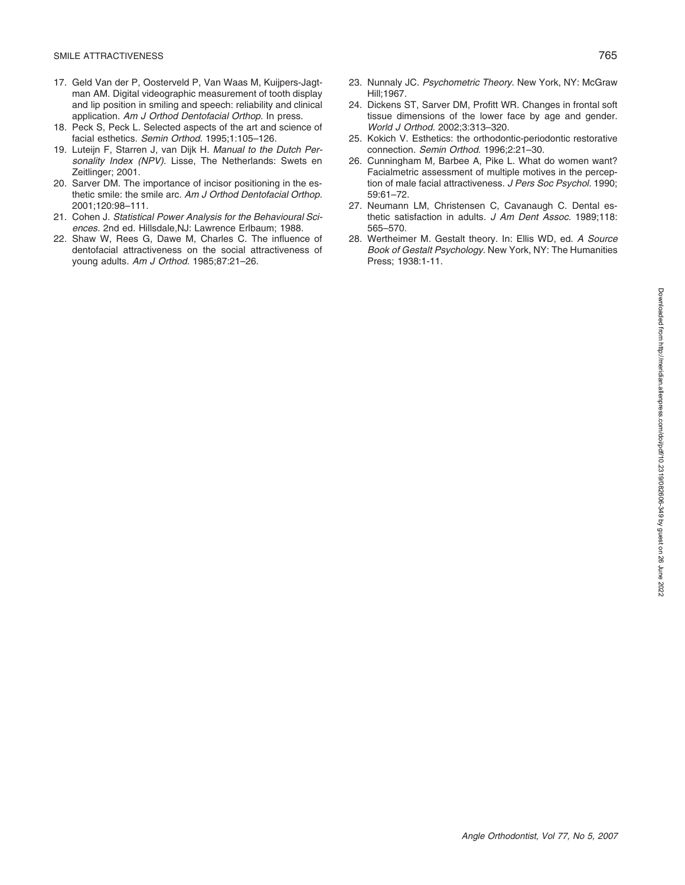17. Geld Van der P, Oosterveld P, Van Waas M, Kuijpers-Jagtman AM. Digital videographic measurement of tooth display and lip position in smiling and speech: reliability and clinical application. *Am J Orthod Dentofacial Orthop.* In press.
18. Peck S, Peck L. Selected aspects of the art and science of facial esthetics. *Semin Orthod.* 1995;1:105–126.
19. Luteijn F, Starren J, van Dijk H. *Manual to the Dutch Personality Index (NPV).* Lisse, The Netherlands: Swets en Zeitlinger; 2001.
20. Sarver DM. The importance of incisor positioning in the esthetic smile: the smile arc. *Am J Orthod Dentofacial Orthop.* 2001;120:98–111.
21. Cohen J. *Statistical Power Analysis for the Behavioural Sciences.* 2nd ed. Hillsdale,NJ: Lawrence Erlbaum; 1988.
22. Shaw W, Rees G, Dawe M, Charles C. The influence of dentofacial attractiveness on the social attractiveness of young adults. *Am J Orthod.* 1985;87:21–26.
23. Nunnaly JC. *Psychometric Theory.* New York, NY: McGraw Hill;1967.
24. Dickens ST, Sarver DM, Profitt WR. Changes in frontal soft tissue dimensions of the lower face by age and gender. *World J Orthod.* 2002;3:313–320.
25. Kokich V. Esthetics: the orthodontic-periodontic restorative connection. *Semin Orthod.* 1996;2:21–30.
26. Cunningham M, Barbee A, Pike L. What do women want? Facialmetric assessment of multiple motives in the perception of male facial attractiveness. *J Pers Soc Psychol.* 1990; 59:61–72.
27. Neumann LM, Christensen C, Cavanaugh C. Dental esthetic satisfaction in adults. *J Am Dent Assoc.* 1989;118: 565–570.
28. Wertheimer M. Gestalt theory. In: Ellis WD, ed. *A Source Book of Gestalt Psychology.* New York, NY: The Humanities Press; 1938:1-11.